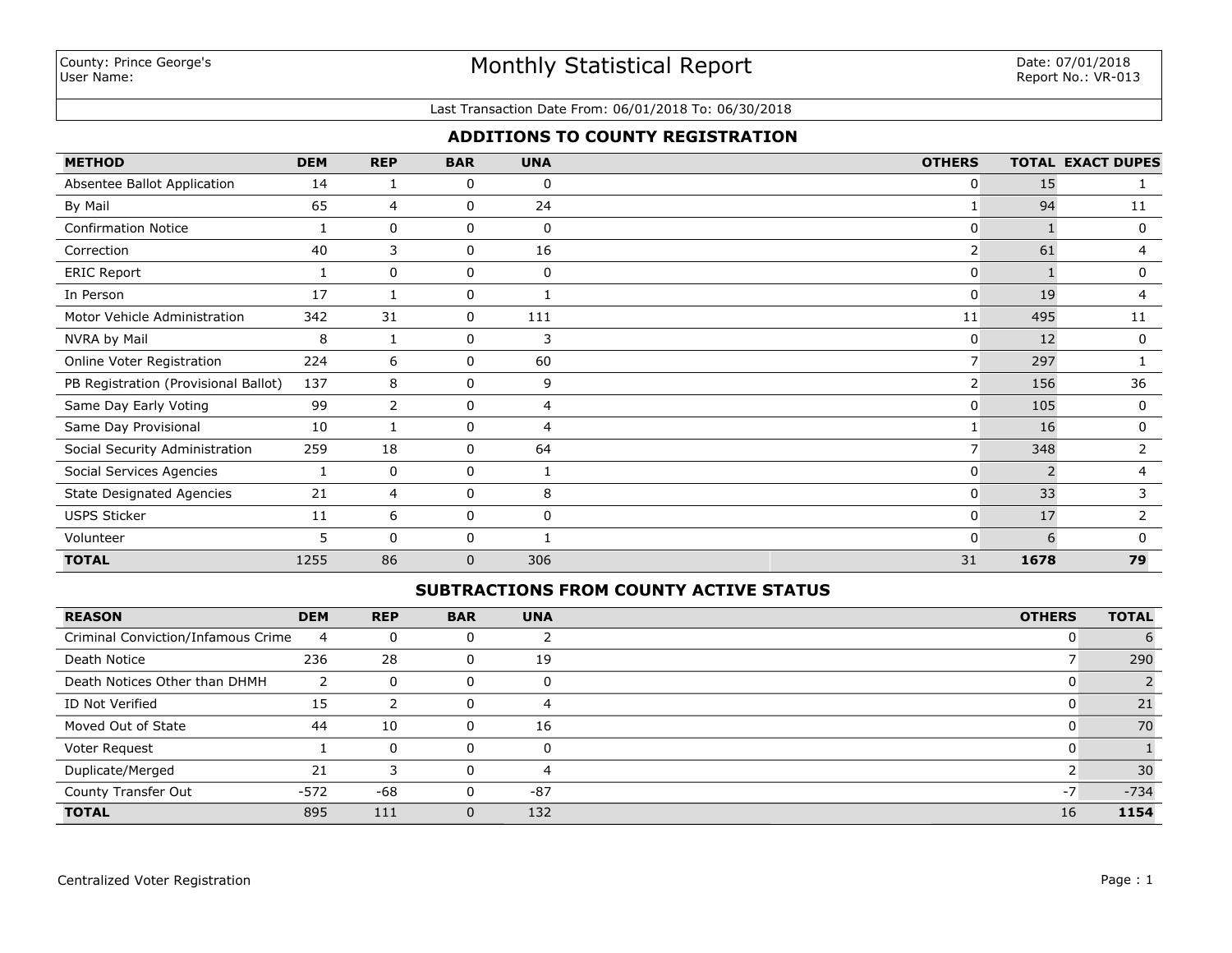County: Prince George's
User Name:

# Monthly Statistical Report

Date: 07/01/2018
Report No.: VR-013

Last Transaction Date From: 06/01/2018 To: 06/30/2018

## ADDITIONS TO COUNTY REGISTRATION

| METHOD | DEM | REP | BAR | UNA | OTHERS | TOTAL | EXACT DUPES |
|---|---|---|---|---|---|---|---|
| Absentee Ballot Application | 14 | 1 | 0 | 0 | 0 | 15 | 1 |
| By Mail | 65 | 4 | 0 | 24 | 1 | 94 | 11 |
| Confirmation Notice | 1 | 0 | 0 | 0 | 0 | 1 | 0 |
| Correction | 40 | 3 | 0 | 16 | 2 | 61 | 4 |
| ERIC Report | 1 | 0 | 0 | 0 | 0 | 1 | 0 |
| In Person | 17 | 1 | 0 | 1 | 0 | 19 | 4 |
| Motor Vehicle Administration | 342 | 31 | 0 | 111 | 11 | 495 | 11 |
| NVRA by Mail | 8 | 1 | 0 | 3 | 0 | 12 | 0 |
| Online Voter Registration | 224 | 6 | 0 | 60 | 7 | 297 | 1 |
| PB Registration (Provisional Ballot) | 137 | 8 | 0 | 9 | 2 | 156 | 36 |
| Same Day Early Voting | 99 | 2 | 0 | 4 | 0 | 105 | 0 |
| Same Day Provisional | 10 | 1 | 0 | 4 | 1 | 16 | 0 |
| Social Security Administration | 259 | 18 | 0 | 64 | 7 | 348 | 2 |
| Social Services Agencies | 1 | 0 | 0 | 1 | 0 | 2 | 4 |
| State Designated Agencies | 21 | 4 | 0 | 8 | 0 | 33 | 3 |
| USPS Sticker | 11 | 6 | 0 | 0 | 0 | 17 | 2 |
| Volunteer | 5 | 0 | 0 | 1 | 0 | 6 | 0 |
| **TOTAL** | 1255 | 86 | 0 | 306 | 31 | **1678** | **79** |

## SUBTRACTIONS FROM COUNTY ACTIVE STATUS

| REASON | DEM | REP | BAR | UNA | OTHERS | TOTAL |
|---|---|---|---|---|---|---|
| Criminal Conviction/Infamous Crime | 4 | 0 | 0 | 2 | 0 | 6 |
| Death Notice | 236 | 28 | 0 | 19 | 7 | 290 |
| Death Notices Other than DHMH | 2 | 0 | 0 | 0 | 0 | 2 |
| ID Not Verified | 15 | 2 | 0 | 4 | 0 | 21 |
| Moved Out of State | 44 | 10 | 0 | 16 | 0 | 70 |
| Voter Request | 1 | 0 | 0 | 0 | 0 | 1 |
| Duplicate/Merged | 21 | 3 | 0 | 4 | 2 | 30 |
| County Transfer Out | -572 | -68 | 0 | -87 | -7 | -734 |
| **TOTAL** | 895 | 111 | 0 | 132 | 16 | **1154** |

Centralized Voter Registration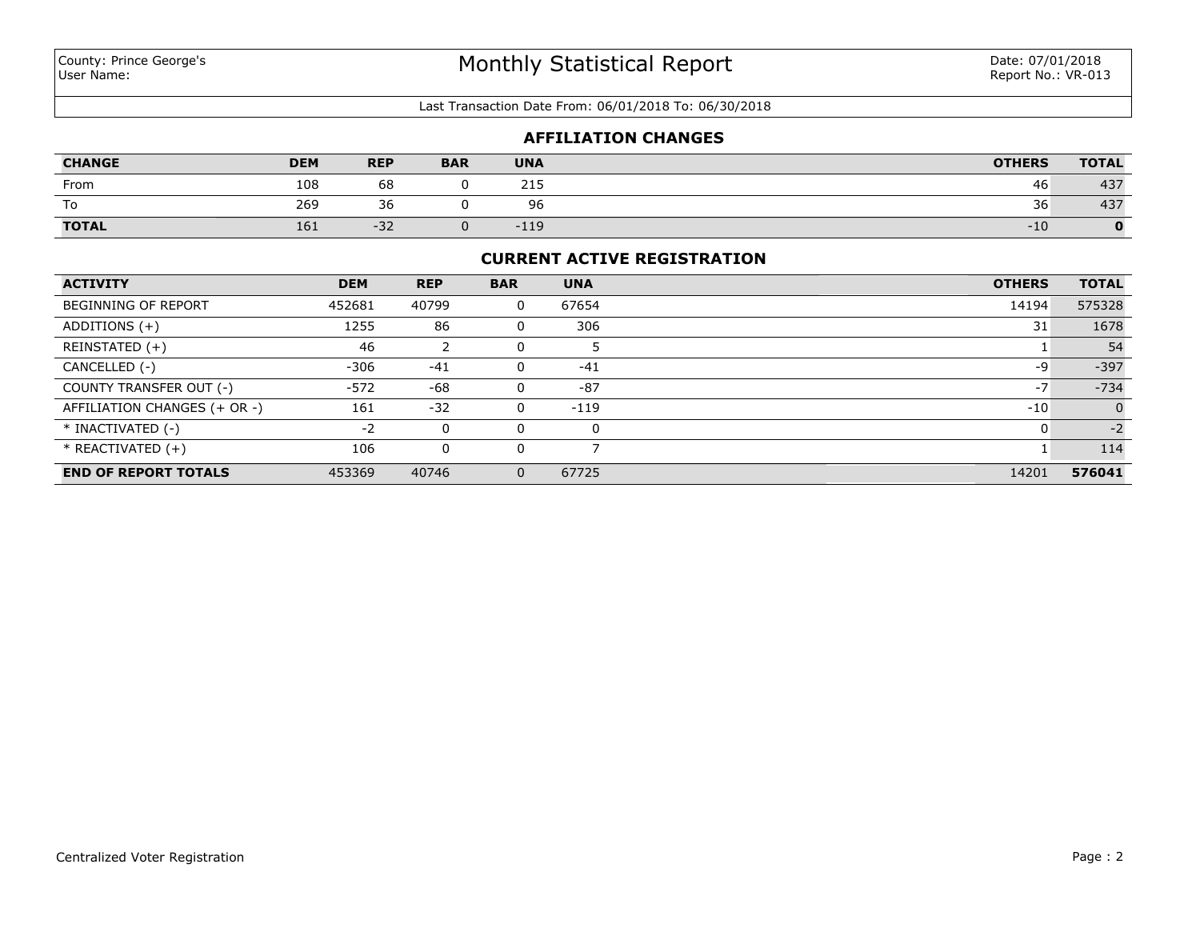County: Prince George's
User Name:

# Monthly Statistical Report

Date: 07/01/2018
Report No.: VR-013

Last Transaction Date From: 06/01/2018 To: 06/30/2018

## AFFILIATION CHANGES

| CHANGE | DEM | REP | BAR | UNA | OTHERS | TOTAL |
|---|---|---|---|---|---|---|
| From | 108 | 68 | 0 | 215 | 46 | 437 |
| To | 269 | 36 | 0 | 96 | 36 | 437 |
| **TOTAL** | 161 | -32 | 0 | -119 | -10 | **0** |

## CURRENT ACTIVE REGISTRATION

| ACTIVITY | DEM | REP | BAR | UNA | OTHERS | TOTAL |
|---|---|---|---|---|---|---|
| BEGINNING OF REPORT | 452681 | 40799 | 0 | 67654 | 14194 | 575328 |
| ADDITIONS (+) | 1255 | 86 | 0 | 306 | 31 | 1678 |
| REINSTATED (+) | 46 | 2 | 0 | 5 | 1 | 54 |
| CANCELLED (-) | -306 | -41 | 0 | -41 | -9 | -397 |
| COUNTY TRANSFER OUT (-) | -572 | -68 | 0 | -87 | -7 | -734 |
| AFFILIATION CHANGES (+ OR -) | 161 | -32 | 0 | -119 | -10 | 0 |
| * INACTIVATED (-) | -2 | 0 | 0 | 0 | 0 | -2 |
| * REACTIVATED (+) | 106 | 0 | 0 | 7 | 1 | 114 |
| **END OF REPORT TOTALS** | 453369 | 40746 | 0 | 67725 | 14201 | **576041** |

Centralized Voter Registration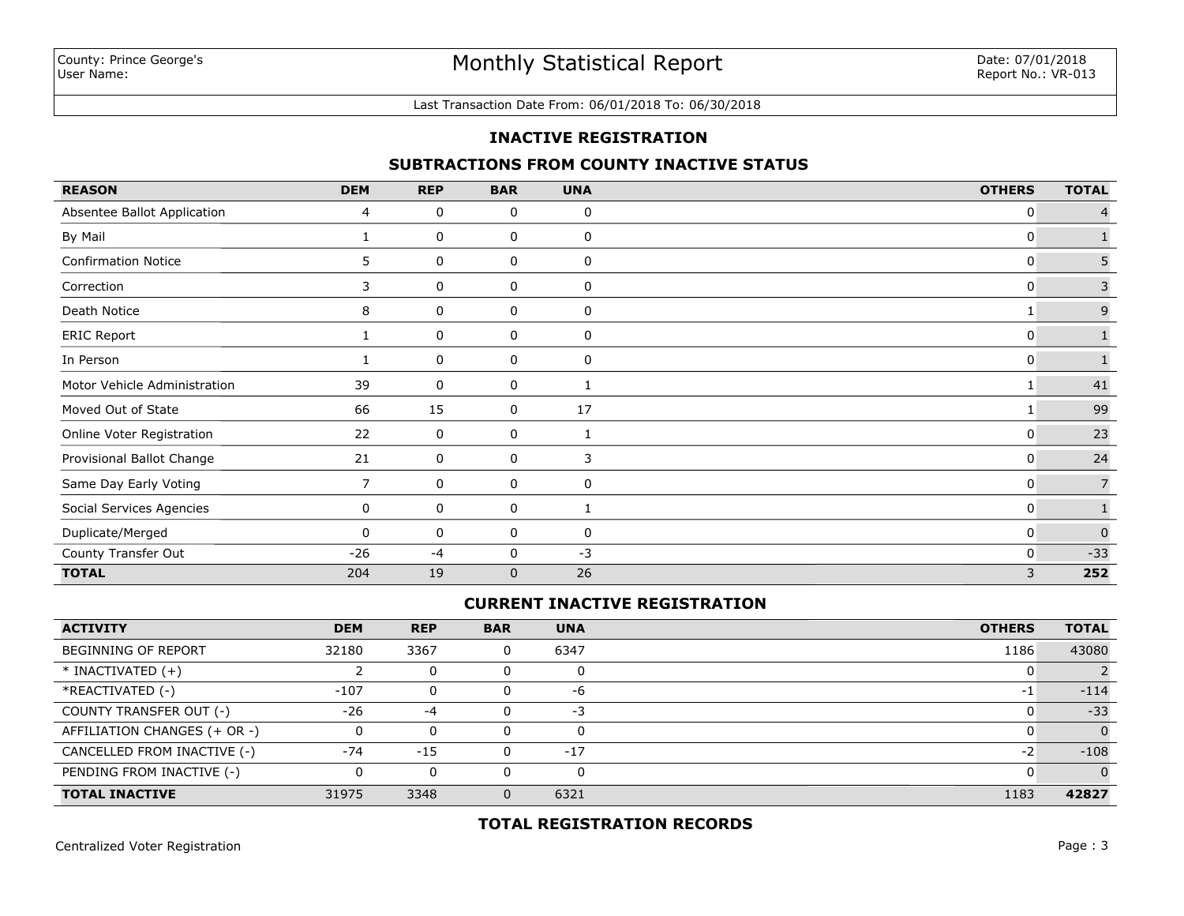County: Prince George's
User Name:

# Monthly Statistical Report

Date: 07/01/2018
Report No.: VR-013

Last Transaction Date From: 06/01/2018 To: 06/30/2018

## INACTIVE REGISTRATION

### SUBTRACTIONS FROM COUNTY INACTIVE STATUS

| REASON | DEM | REP | BAR | UNA | OTHERS | TOTAL |
|---|---|---|---|---|---|---|
| Absentee Ballot Application | 4 | 0 | 0 | 0 | 0 | 4 |
| By Mail | 1 | 0 | 0 | 0 | 0 | 1 |
| Confirmation Notice | 5 | 0 | 0 | 0 | 0 | 5 |
| Correction | 3 | 0 | 0 | 0 | 0 | 3 |
| Death Notice | 8 | 0 | 0 | 0 | 1 | 9 |
| ERIC Report | 1 | 0 | 0 | 0 | 0 | 1 |
| In Person | 1 | 0 | 0 | 0 | 0 | 1 |
| Motor Vehicle Administration | 39 | 0 | 0 | 1 | 1 | 41 |
| Moved Out of State | 66 | 15 | 0 | 17 | 1 | 99 |
| Online Voter Registration | 22 | 0 | 0 | 1 | 0 | 23 |
| Provisional Ballot Change | 21 | 0 | 0 | 3 | 0 | 24 |
| Same Day Early Voting | 7 | 0 | 0 | 0 | 0 | 7 |
| Social Services Agencies | 0 | 0 | 0 | 1 | 0 | 1 |
| Duplicate/Merged | 0 | 0 | 0 | 0 | 0 | 0 |
| County Transfer Out | -26 | -4 | 0 | -3 | 0 | -33 |
| **TOTAL** | 204 | 19 | 0 | 26 | 3 | **252** |

### CURRENT INACTIVE REGISTRATION

| ACTIVITY | DEM | REP | BAR | UNA | OTHERS | TOTAL |
|---|---|---|---|---|---|---|
| BEGINNING OF REPORT | 32180 | 3367 | 0 | 6347 | 1186 | 43080 |
| * INACTIVATED (+) | 2 | 0 | 0 | 0 | 0 | 2 |
| *REACTIVATED (-) | -107 | 0 | 0 | -6 | -1 | -114 |
| COUNTY TRANSFER OUT (-) | -26 | -4 | 0 | -3 | 0 | -33 |
| AFFILIATION CHANGES (+ OR -) | 0 | 0 | 0 | 0 | 0 | 0 |
| CANCELLED FROM INACTIVE (-) | -74 | -15 | 0 | -17 | -2 | -108 |
| PENDING FROM INACTIVE (-) | 0 | 0 | 0 | 0 | 0 | 0 |
| **TOTAL INACTIVE** | 31975 | 3348 | 0 | 6321 | 1183 | **42827** |

### TOTAL REGISTRATION RECORDS

Centralized Voter Registration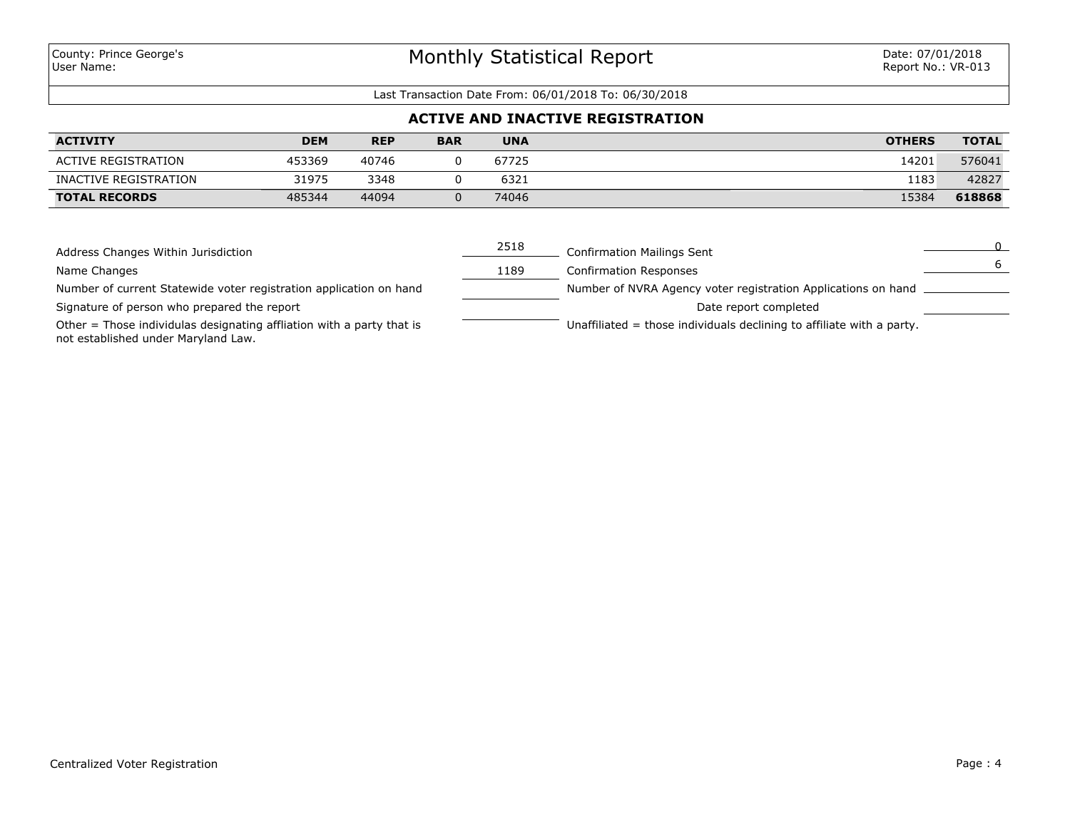County: Prince George's
User Name:

# Monthly Statistical Report

Date: 07/01/2018
Report No.: VR-013

Last Transaction Date From: 06/01/2018 To: 06/30/2018

## ACTIVE AND INACTIVE REGISTRATION

| ACTIVITY | DEM | REP | BAR | UNA | OTHERS | TOTAL |
|---|---|---|---|---|---|---|
| ACTIVE REGISTRATION | 453369 | 40746 | 0 | 67725 | 14201 | 576041 |
| INACTIVE REGISTRATION | 31975 | 3348 | 0 | 6321 | 1183 | 42827 |
| **TOTAL RECORDS** | 485344 | 44094 | 0 | 74046 | 15384 | **618868** |

| | | | |
|---|---|---|---|
| Address Changes Within Jurisdiction | 2518 | Confirmation Mailings Sent | 0 |
| Name Changes | 1189 | Confirmation Responses | 6 |
| Number of current Statewide voter registration application on hand | | Number of NVRA Agency voter registration Applications on hand | |
| Signature of person who prepared the report | | Date report completed | |
| Other = Those individulas designating affliation with a party that is not established under Maryland Law. | | Unaffiliated = those individuals declining to affiliate with a party. | |

Centralized Voter Registration